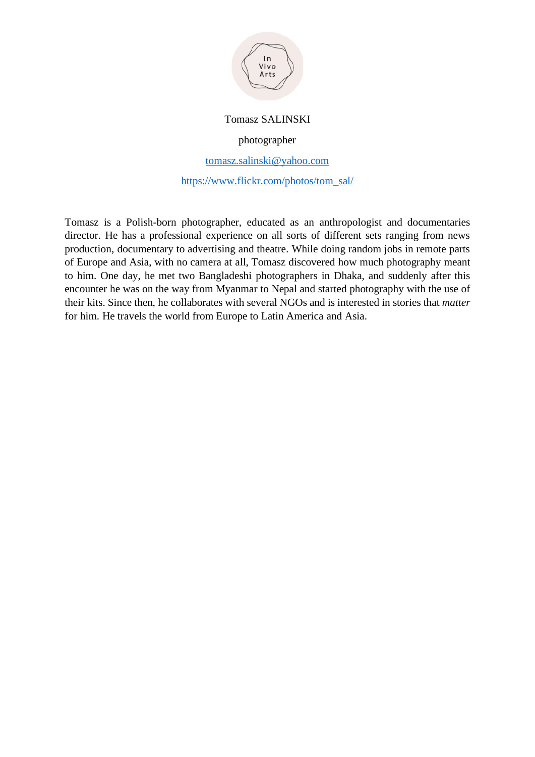In Vivo Arts

Tomasz SALINSKI

photographer

tomasz.salinski@yahoo.com

https://www.flickr.com/photos/tom_sal/

Tomasz is a Polish-born photographer, educated as an anthropologist and documentaries director. He has a professional experience on all sorts of different sets ranging from news production, documentary to advertising and theatre. While doing random jobs in remote parts of Europe and Asia, with no camera at all, Tomasz discovered how much photography meant to him. One day, he met two Bangladeshi photographers in Dhaka, and suddenly after this encounter he was on the way from Myanmar to Nepal and started photography with the use of their kits. Since then, he collaborates with several NGOs and is interested in stories that *matter* for him. He travels the world from Europe to Latin America and Asia.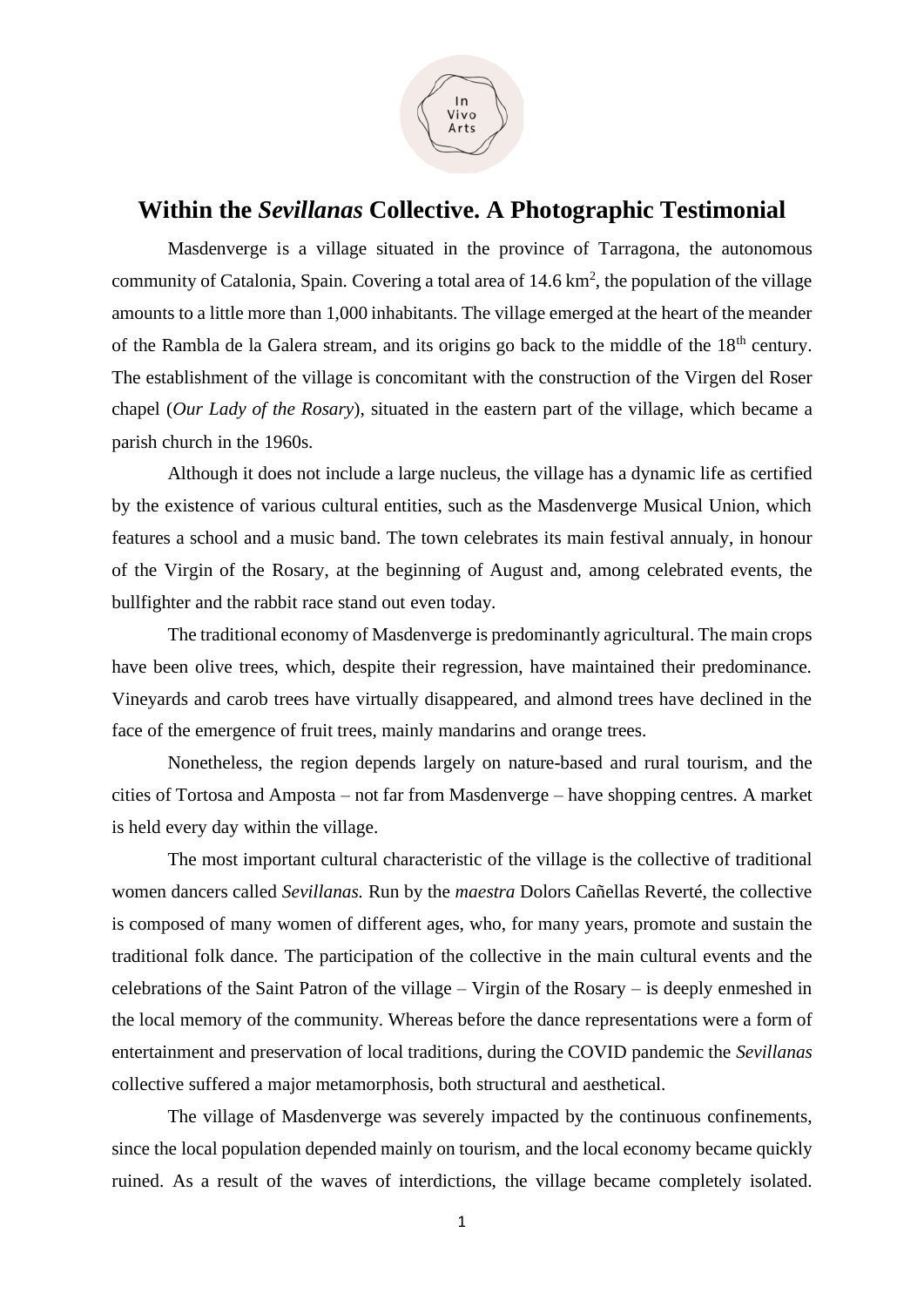## Within the *Sevillanas* Collective. A Photographic Testimonial

Masdenverge is a village situated in the province of Tarragona, the autonomous community of Catalonia, Spain. Covering a total area of 14.6 km$^2$, the population of the village amounts to a little more than 1,000 inhabitants. The village emerged at the heart of the meander of the Rambla de la Galera stream, and its origins go back to the middle of the 18$^{th}$ century. The establishment of the village is concomitant with the construction of the Virgen del Roser chapel (*Our Lady of the Rosary*), situated in the eastern part of the village, which became a parish church in the 1960s.

Although it does not include a large nucleus, the village has a dynamic life as certified by the existence of various cultural entities, such as the Masdenverge Musical Union, which features a school and a music band. The town celebrates its main festival annualy, in honour of the Virgin of the Rosary, at the beginning of August and, among celebrated events, the bullfighter and the rabbit race stand out even today.

The traditional economy of Masdenverge is predominantly agricultural. The main crops have been olive trees, which, despite their regression, have maintained their predominance. Vineyards and carob trees have virtually disappeared, and almond trees have declined in the face of the emergence of fruit trees, mainly mandarins and orange trees.

Nonetheless, the region depends largely on nature-based and rural tourism, and the cities of Tortosa and Amposta – not far from Masdenverge – have shopping centres. A market is held every day within the village.

The most important cultural characteristic of the village is the collective of traditional women dancers called *Sevillanas.* Run by the *maestra* Dolors Cañellas Reverté, the collective is composed of many women of different ages, who, for many years, promote and sustain the traditional folk dance. The participation of the collective in the main cultural events and the celebrations of the Saint Patron of the village – Virgin of the Rosary – is deeply enmeshed in the local memory of the community. Whereas before the dance representations were a form of entertainment and preservation of local traditions, during the COVID pandemic the *Sevillanas* collective suffered a major metamorphosis, both structural and aesthetical.

The village of Masdenverge was severely impacted by the continuous confinements, since the local population depended mainly on tourism, and the local economy became quickly ruined. As a result of the waves of interdictions, the village became completely isolated.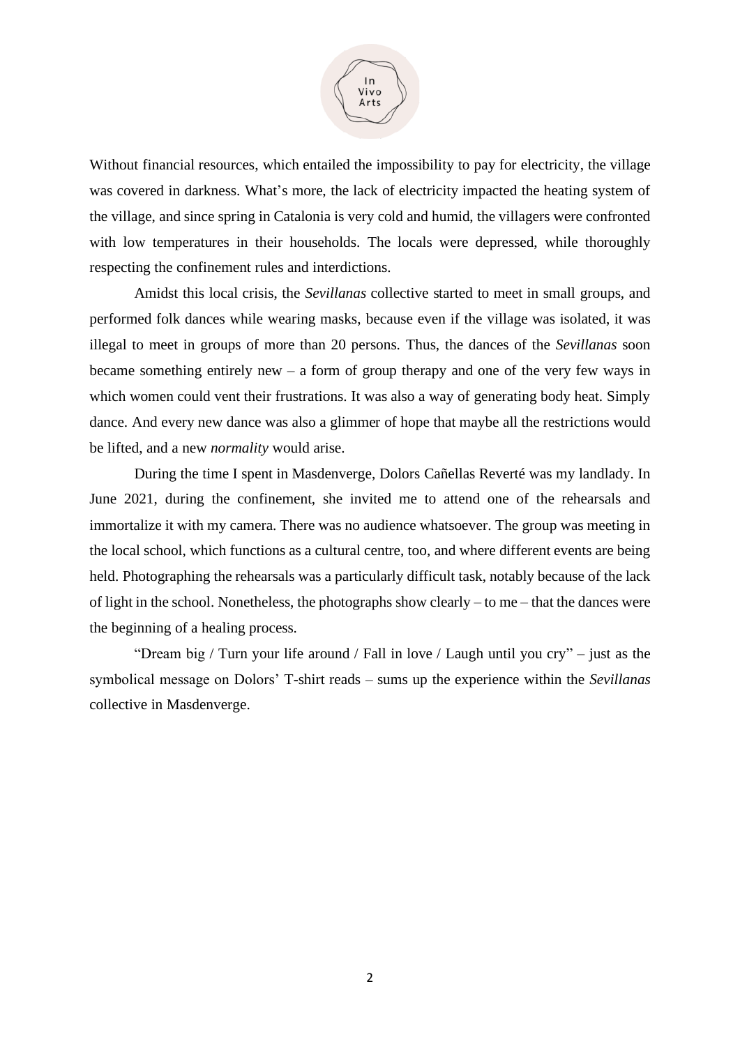Without financial resources, which entailed the impossibility to pay for electricity, the village was covered in darkness. What's more, the lack of electricity impacted the heating system of the village, and since spring in Catalonia is very cold and humid, the villagers were confronted with low temperatures in their households. The locals were depressed, while thoroughly respecting the confinement rules and interdictions.

Amidst this local crisis, the *Sevillanas* collective started to meet in small groups, and performed folk dances while wearing masks, because even if the village was isolated, it was illegal to meet in groups of more than 20 persons. Thus, the dances of the *Sevillanas* soon became something entirely new – a form of group therapy and one of the very few ways in which women could vent their frustrations. It was also a way of generating body heat. Simply dance. And every new dance was also a glimmer of hope that maybe all the restrictions would be lifted, and a new *normality* would arise.

During the time I spent in Masdenverge, Dolors Cañellas Reverté was my landlady. In June 2021, during the confinement, she invited me to attend one of the rehearsals and immortalize it with my camera. There was no audience whatsoever. The group was meeting in the local school, which functions as a cultural centre, too, and where different events are being held. Photographing the rehearsals was a particularly difficult task, notably because of the lack of light in the school. Nonetheless, the photographs show clearly – to me – that the dances were the beginning of a healing process.

"Dream big / Turn your life around / Fall in love / Laugh until you cry" – just as the symbolical message on Dolors' T-shirt reads – sums up the experience within the *Sevillanas* collective in Masdenverge.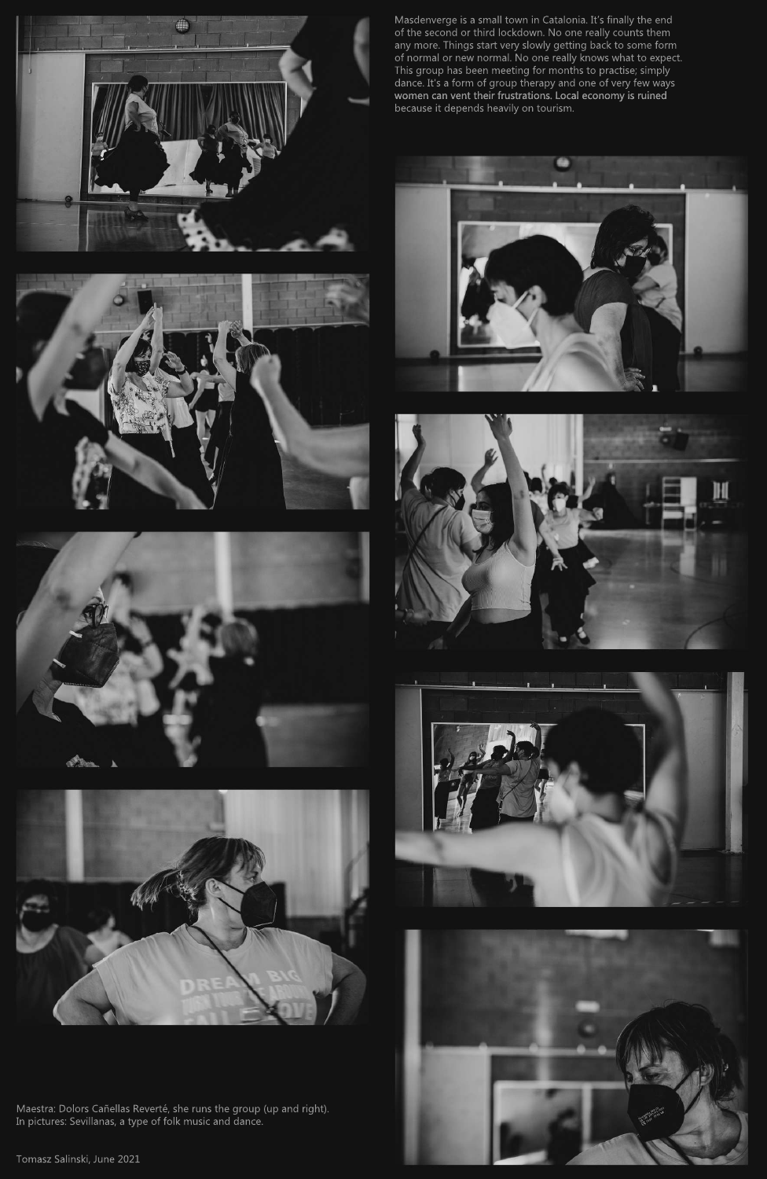Masdenverge is a small town in Catalonia. It's finally the end of the second or third lockdown. No one really counts them any more. Things start very slowly getting back to some form of normal or new normal. No one really knows what to expect. This group has been meeting for months to practise; simply dance. It's a form of group therapy and one of very few ways **women can vent their frustrations. Local economy is ruined** because it depends heavily on tourism.

Maestra: Dolors Cañellas Reverté, she runs the group (up and right).
In pictures: Sevillanas, a type of folk music and dance.

Tomasz Salinski, June 2021